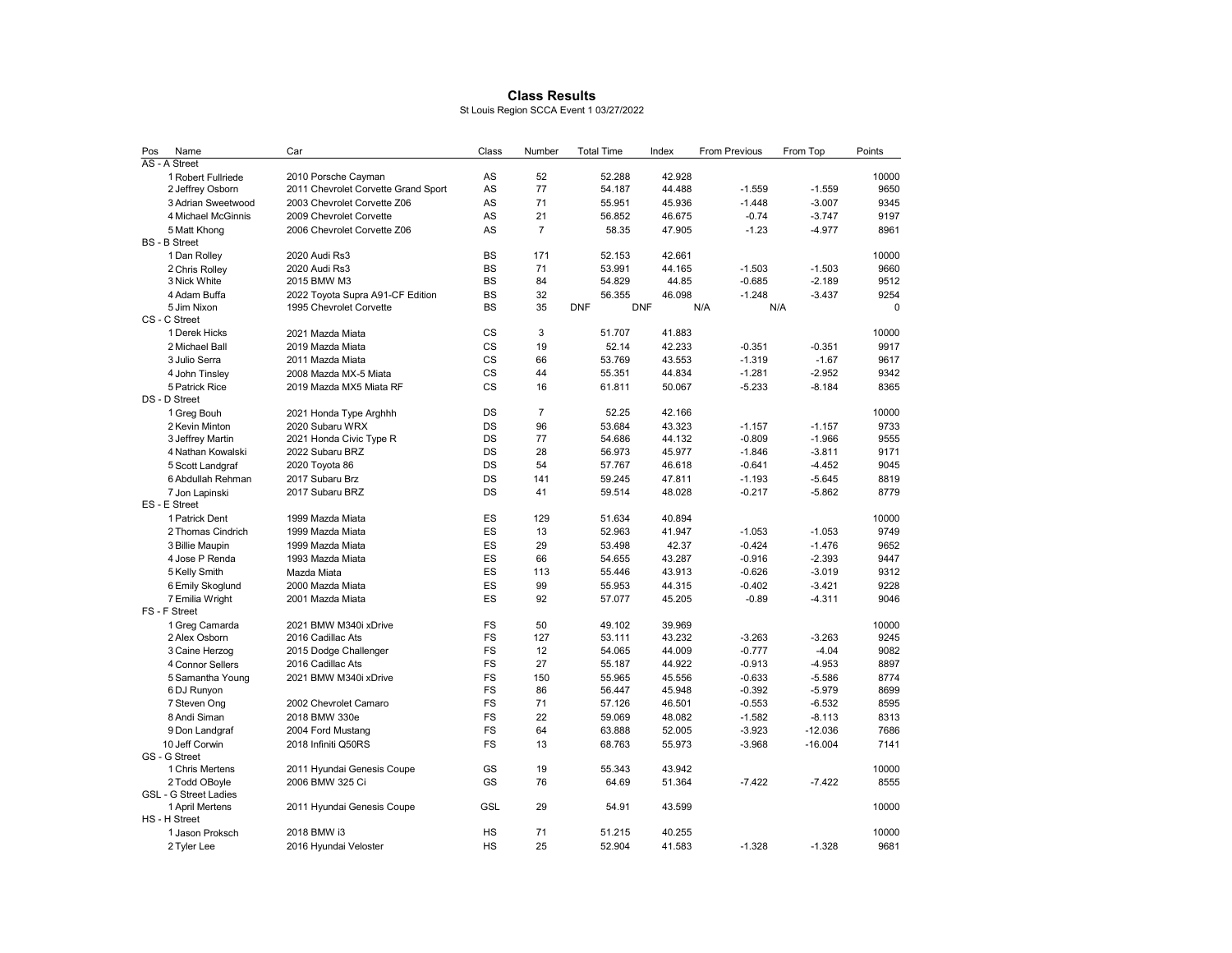# Class Results

St Louis Region SCCA Event 1 03/27/2022

| Pos | Name | Car | Class | Number | Total Time | Index | From Previous | From Top | Points |
|---|---|---|---|---|---|---|---|---|---|
| AS - A Street | | | | | | | | | |
| 1 | Robert Fullriede | 2010 Porsche Cayman | AS | 52 | 52.288 | 42.928 | | | 10000 |
| 2 | Jeffrey Osborn | 2011 Chevrolet Corvette Grand Sport | AS | 77 | 54.187 | 44.488 | -1.559 | -1.559 | 9650 |
| 3 | Adrian Sweetwood | 2003 Chevrolet Corvette Z06 | AS | 71 | 55.951 | 45.936 | -1.448 | -3.007 | 9345 |
| 4 | Michael McGinnis | 2009 Chevrolet Corvette | AS | 21 | 56.852 | 46.675 | -0.74 | -3.747 | 9197 |
| 5 | Matt Khong | 2006 Chevrolet Corvette Z06 | AS | 7 | 58.35 | 47.905 | -1.23 | -4.977 | 8961 |
| BS - B Street | | | | | | | | | |
| 1 | Dan Rolley | 2020 Audi Rs3 | BS | 171 | 52.153 | 42.661 | | | 10000 |
| 2 | Chris Rolley | 2020 Audi Rs3 | BS | 71 | 53.991 | 44.165 | -1.503 | -1.503 | 9660 |
| 3 | Nick White | 2015 BMW M3 | BS | 84 | 54.829 | 44.85 | -0.685 | -2.189 | 9512 |
| 4 | Adam Buffa | 2022 Toyota Supra A91-CF Edition | BS | 32 | 56.355 | 46.098 | -1.248 | -3.437 | 9254 |
| 5 | Jim Nixon | 1995 Chevrolet Corvette | BS | 35 | DNF | DNF | N/A | N/A | 0 |
| CS - C Street | | | | | | | | | |
| 1 | Derek Hicks | 2021 Mazda Miata | CS | 3 | 51.707 | 41.883 | | | 10000 |
| 2 | Michael Ball | 2019 Mazda Miata | CS | 19 | 52.14 | 42.233 | -0.351 | -0.351 | 9917 |
| 3 | Julio Serra | 2011 Mazda Miata | CS | 66 | 53.769 | 43.553 | -1.319 | -1.67 | 9617 |
| 4 | John Tinsley | 2008 Mazda MX-5 Miata | CS | 44 | 55.351 | 44.834 | -1.281 | -2.952 | 9342 |
| 5 | Patrick Rice | 2019 Mazda MX5 Miata RF | CS | 16 | 61.811 | 50.067 | -5.233 | -8.184 | 8365 |
| DS - D Street | | | | | | | | | |
| 1 | Greg Bouh | 2021 Honda Type Arghhh | DS | 7 | 52.25 | 42.166 | | | 10000 |
| 2 | Kevin Minton | 2020 Subaru WRX | DS | 96 | 53.684 | 43.323 | -1.157 | -1.157 | 9733 |
| 3 | Jeffrey Martin | 2021 Honda Civic Type R | DS | 77 | 54.686 | 44.132 | -0.809 | -1.966 | 9555 |
| 4 | Nathan Kowalski | 2022 Subaru BRZ | DS | 28 | 56.973 | 45.977 | -1.846 | -3.811 | 9171 |
| 5 | Scott Landgraf | 2020 Toyota 86 | DS | 54 | 57.767 | 46.618 | -0.641 | -4.452 | 9045 |
| 6 | Abdullah Rehman | 2017 Subaru Brz | DS | 141 | 59.245 | 47.811 | -1.193 | -5.645 | 8819 |
| 7 | Jon Lapinski | 2017 Subaru BRZ | DS | 41 | 59.514 | 48.028 | -0.217 | -5.862 | 8779 |
| ES - E Street | | | | | | | | | |
| 1 | Patrick Dent | 1999 Mazda Miata | ES | 129 | 51.634 | 40.894 | | | 10000 |
| 2 | Thomas Cindrich | 1999 Mazda Miata | ES | 13 | 52.963 | 41.947 | -1.053 | -1.053 | 9749 |
| 3 | Billie Maupin | 1999 Mazda Miata | ES | 29 | 53.498 | 42.37 | -0.424 | -1.476 | 9652 |
| 4 | Jose P Renda | 1993 Mazda Miata | ES | 66 | 54.655 | 43.287 | -0.916 | -2.393 | 9447 |
| 5 | Kelly Smith | Mazda Miata | ES | 113 | 55.446 | 43.913 | -0.626 | -3.019 | 9312 |
| 6 | Emily Skoglund | 2000 Mazda Miata | ES | 99 | 55.953 | 44.315 | -0.402 | -3.421 | 9228 |
| 7 | Emilia Wright | 2001 Mazda Miata | ES | 92 | 57.077 | 45.205 | -0.89 | -4.311 | 9046 |
| FS - F Street | | | | | | | | | |
| 1 | Greg Camarda | 2021 BMW M340i xDrive | FS | 50 | 49.102 | 39.969 | | | 10000 |
| 2 | Alex Osborn | 2016 Cadillac Ats | FS | 127 | 53.111 | 43.232 | -3.263 | -3.263 | 9245 |
| 3 | Caine Herzog | 2015 Dodge Challenger | FS | 12 | 54.065 | 44.009 | -0.777 | -4.04 | 9082 |
| 4 | Connor Sellers | 2016 Cadillac Ats | FS | 27 | 55.187 | 44.922 | -0.913 | -4.953 | 8897 |
| 5 | Samantha Young | 2021 BMW M340i xDrive | FS | 150 | 55.965 | 45.556 | -0.633 | -5.586 | 8774 |
| 6 | DJ Runyon | | FS | 86 | 56.447 | 45.948 | -0.392 | -5.979 | 8699 |
| 7 | Steven Ong | 2002 Chevrolet Camaro | FS | 71 | 57.126 | 46.501 | -0.553 | -6.532 | 8595 |
| 8 | Andi Siman | 2018 BMW 330e | FS | 22 | 59.069 | 48.082 | -1.582 | -8.113 | 8313 |
| 9 | Don Landgraf | 2004 Ford Mustang | FS | 64 | 63.888 | 52.005 | -3.923 | -12.036 | 7686 |
| 10 | Jeff Corwin | 2018 Infiniti Q50RS | FS | 13 | 68.763 | 55.973 | -3.968 | -16.004 | 7141 |
| GS - G Street | | | | | | | | | |
| 1 | Chris Mertens | 2011 Hyundai Genesis Coupe | GS | 19 | 55.343 | 43.942 | | | 10000 |
| 2 | Todd OBoyle | 2006 BMW 325 Ci | GS | 76 | 64.69 | 51.364 | -7.422 | -7.422 | 8555 |
| GSL - G Street Ladies | | | | | | | | | |
| 1 | April Mertens | 2011 Hyundai Genesis Coupe | GSL | 29 | 54.91 | 43.599 | | | 10000 |
| HS - H Street | | | | | | | | | |
| 1 | Jason Proksch | 2018 BMW i3 | HS | 71 | 51.215 | 40.255 | | | 10000 |
| 2 | Tyler Lee | 2016 Hyundai Veloster | HS | 25 | 52.904 | 41.583 | -1.328 | -1.328 | 9681 |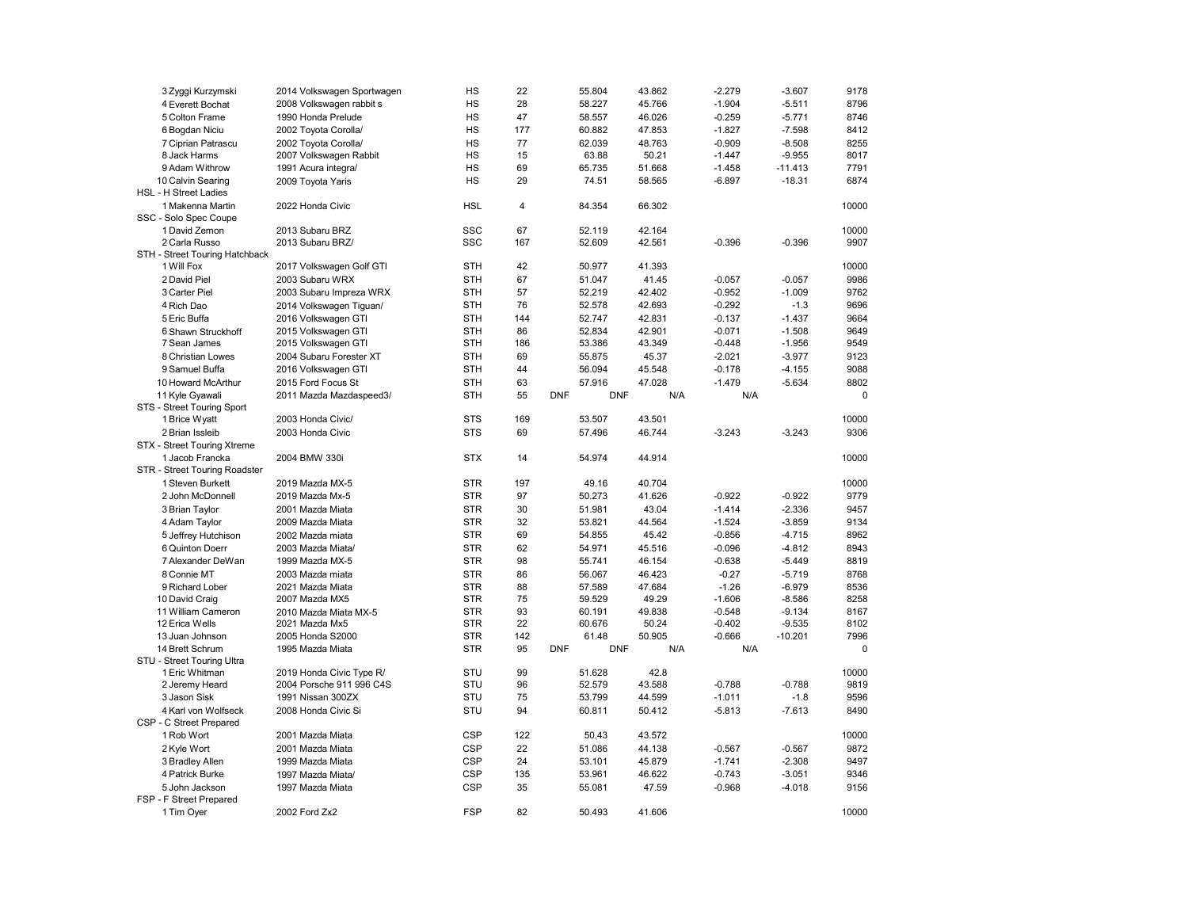| Pos | Driver | Car | Class | # | | Time | PAX | Diff | Diff from 1st | Points |
|---|---|---|---|---|---|---|---|---|---|---|
| 3 | Zyggi Kurzymski | 2014 Volkswagen Sportwagen | HS | 22 | | 55.804 | 43.862 | -2.279 | -3.607 | 9178 |
| 4 | Everett Bochat | 2008 Volkswagen rabbit s | HS | 28 | | 58.227 | 45.766 | -1.904 | -5.511 | 8796 |
| 5 | Colton Frame | 1990 Honda Prelude | HS | 47 | | 58.557 | 46.026 | -0.259 | -5.771 | 8746 |
| 6 | Bogdan Niciu | 2002 Toyota Corolla/ | HS | 177 | | 60.882 | 47.853 | -1.827 | -7.598 | 8412 |
| 7 | Ciprian Patrascu | 2002 Toyota Corolla/ | HS | 77 | | 62.039 | 48.763 | -0.909 | -8.508 | 8255 |
| 8 | Jack Harms | 2007 Volkswagen Rabbit | HS | 15 | | 63.88 | 50.21 | -1.447 | -9.955 | 8017 |
| 9 | Adam Withrow | 1991 Acura integra/ | HS | 69 | | 65.735 | 51.668 | -1.458 | -11.413 | 7791 |
| 10 | Calvin Searing | 2009 Toyota Yaris | HS | 29 | | 74.51 | 58.565 | -6.897 | -18.31 | 6874 |
| HSL - H Street Ladies | | | | | | | | | | |
| 1 | Makenna Martin | 2022 Honda Civic | HSL | 4 | | 84.354 | 66.302 | | | 10000 |
| SSC - Solo Spec Coupe | | | | | | | | | | |
| 1 | David Zemon | 2013 Subaru BRZ | SSC | 67 | | 52.119 | 42.164 | | | 10000 |
| 2 | Carla Russo | 2013 Subaru BRZ/ | SSC | 167 | | 52.609 | 42.561 | -0.396 | -0.396 | 9907 |
| STH - Street Touring Hatchback | | | | | | | | | | |
| 1 | Will Fox | 2017 Volkswagen Golf GTI | STH | 42 | | 50.977 | 41.393 | | | 10000 |
| 2 | David Piel | 2003 Subaru WRX | STH | 67 | | 51.047 | 41.45 | -0.057 | -0.057 | 9986 |
| 3 | Carter Piel | 2003 Subaru Impreza WRX | STH | 57 | | 52.219 | 42.402 | -0.952 | -1.009 | 9762 |
| 4 | Rich Dao | 2014 Volkswagen Tiguan/ | STH | 76 | | 52.578 | 42.693 | -0.292 | -1.3 | 9696 |
| 5 | Eric Buffa | 2016 Volkswagen GTI | STH | 144 | | 52.747 | 42.831 | -0.137 | -1.437 | 9664 |
| 6 | Shawn Struckhoff | 2015 Volkswagen GTI | STH | 86 | | 52.834 | 42.901 | -0.071 | -1.508 | 9649 |
| 7 | Sean James | 2015 Volkswagen GTI | STH | 186 | | 53.386 | 43.349 | -0.448 | -1.956 | 9549 |
| 8 | Christian Lowes | 2004 Subaru Forester XT | STH | 69 | | 55.875 | 45.37 | -2.021 | -3.977 | 9123 |
| 9 | Samuel Buffa | 2016 Volkswagen GTI | STH | 44 | | 56.094 | 45.548 | -0.178 | -4.155 | 9088 |
| 10 | Howard McArthur | 2015 Ford Focus St | STH | 63 | | 57.916 | 47.028 | -1.479 | -5.634 | 8802 |
| 11 | Kyle Gyawali | 2011 Mazda Mazdaspeed3/ | STH | 55 | DNF | DNF | N/A | N/A | | 0 |
| STS - Street Touring Sport | | | | | | | | | | |
| 1 | Brice Wyatt | 2003 Honda Civic/ | STS | 169 | | 53.507 | 43.501 | | | 10000 |
| 2 | Brian Issleib | 2003 Honda Civic | STS | 69 | | 57.496 | 46.744 | -3.243 | -3.243 | 9306 |
| STX - Street Touring Xtreme | | | | | | | | | | |
| 1 | Jacob Francka | 2004 BMW 330i | STX | 14 | | 54.974 | 44.914 | | | 10000 |
| STR - Street Touring Roadster | | | | | | | | | | |
| 1 | Steven Burkett | 2019 Mazda MX-5 | STR | 197 | | 49.16 | 40.704 | | | 10000 |
| 2 | John McDonnell | 2019 Mazda Mx-5 | STR | 97 | | 50.273 | 41.626 | -0.922 | -0.922 | 9779 |
| 3 | Brian Taylor | 2001 Mazda Miata | STR | 30 | | 51.981 | 43.04 | -1.414 | -2.336 | 9457 |
| 4 | Adam Taylor | 2009 Mazda Miata | STR | 32 | | 53.821 | 44.564 | -1.524 | -3.859 | 9134 |
| 5 | Jeffrey Hutchison | 2002 Mazda miata | STR | 69 | | 54.855 | 45.42 | -0.856 | -4.715 | 8962 |
| 6 | Quinton Doerr | 2003 Mazda Miata/ | STR | 62 | | 54.971 | 45.516 | -0.096 | -4.812 | 8943 |
| 7 | Alexander DeWan | 1999 Mazda MX-5 | STR | 98 | | 55.741 | 46.154 | -0.638 | -5.449 | 8819 |
| 8 | Connie MT | 2003 Mazda miata | STR | 86 | | 56.067 | 46.423 | -0.27 | -5.719 | 8768 |
| 9 | Richard Lober | 2021 Mazda Miata | STR | 88 | | 57.589 | 47.684 | -1.26 | -6.979 | 8536 |
| 10 | David Craig | 2007 Mazda MX5 | STR | 75 | | 59.529 | 49.29 | -1.606 | -8.586 | 8258 |
| 11 | William Cameron | 2010 Mazda Miata MX-5 | STR | 93 | | 60.191 | 49.838 | -0.548 | -9.134 | 8167 |
| 12 | Erica Wells | 2021 Mazda Mx5 | STR | 22 | | 60.676 | 50.24 | -0.402 | -9.535 | 8102 |
| 13 | Juan Johnson | 2005 Honda S2000 | STR | 142 | | 61.48 | 50.905 | -0.666 | -10.201 | 7996 |
| 14 | Brett Schrum | 1995 Mazda Miata | STR | 95 | DNF | DNF | N/A | N/A | | 0 |
| STU - Street Touring Ultra | | | | | | | | | | |
| 1 | Eric Whitman | 2019 Honda Civic Type R/ | STU | 99 | | 51.628 | 42.8 | | | 10000 |
| 2 | Jeremy Heard | 2004 Porsche 911 996 C4S | STU | 96 | | 52.579 | 43.588 | -0.788 | -0.788 | 9819 |
| 3 | Jason Sisk | 1991 Nissan 300ZX | STU | 75 | | 53.799 | 44.599 | -1.011 | -1.8 | 9596 |
| 4 | Karl von Wolfseck | 2008 Honda Civic Si | STU | 94 | | 60.811 | 50.412 | -5.813 | -7.613 | 8490 |
| CSP - C Street Prepared | | | | | | | | | | |
| 1 | Rob Wort | 2001 Mazda Miata | CSP | 122 | | 50.43 | 43.572 | | | 10000 |
| 2 | Kyle Wort | 2001 Mazda Miata | CSP | 22 | | 51.086 | 44.138 | -0.567 | -0.567 | 9872 |
| 3 | Bradley Allen | 1999 Mazda Miata | CSP | 24 | | 53.101 | 45.879 | -1.741 | -2.308 | 9497 |
| 4 | Patrick Burke | 1997 Mazda Miata/ | CSP | 135 | | 53.961 | 46.622 | -0.743 | -3.051 | 9346 |
| 5 | John Jackson | 1997 Mazda Miata | CSP | 35 | | 55.081 | 47.59 | -0.968 | -4.018 | 9156 |
| FSP - F Street Prepared | | | | | | | | | | |
| 1 | Tim Oyer | 2002 Ford Zx2 | FSP | 82 | | 50.493 | 41.606 | | | 10000 |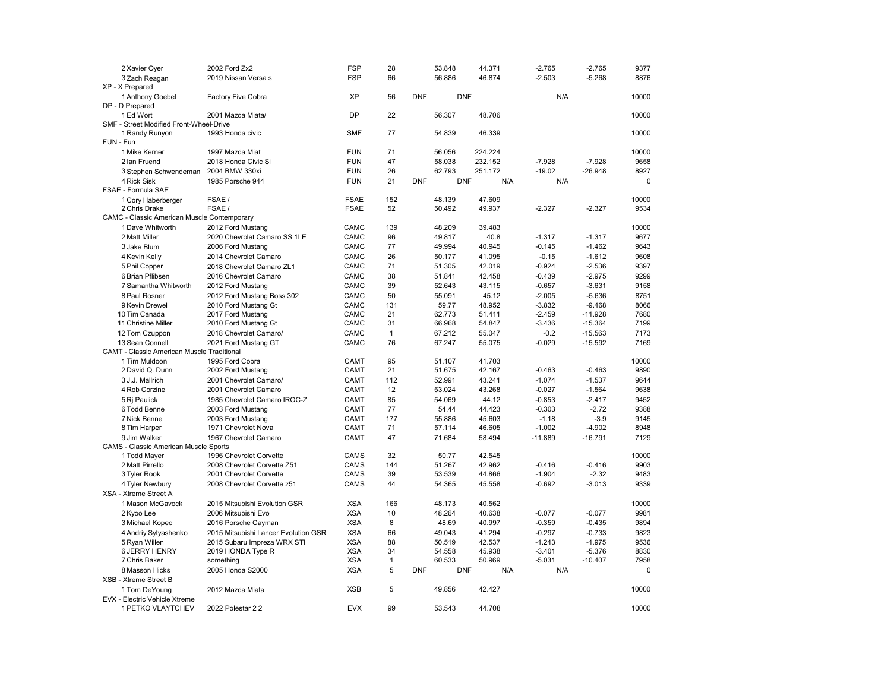| | | | | | | | | | |
|---|---|---|---|---|---|---|---|---|---|
| 2 Xavier Oyer | 2002 Ford Zx2 | FSP | 28 | | 53.848 | 44.371 | -2.765 | -2.765 | 9377 |
| 3 Zach Reagan | 2019 Nissan Versa s | FSP | 66 | | 56.886 | 46.874 | -2.503 | -5.268 | 8876 |
| XP - X Prepared | | | | | | | | | |
| 1 Anthony Goebel | Factory Five Cobra | XP | 56 | DNF | DNF | | N/A | | 10000 |
| DP - D Prepared | | | | | | | | | |
| 1 Ed Wort | 2001 Mazda Miata/ | DP | 22 | | 56.307 | 48.706 | | | 10000 |
| SMF - Street Modified Front-Wheel-Drive | | | | | | | | | |
| 1 Randy Runyon | 1993 Honda civic | SMF | 77 | | 54.839 | 46.339 | | | 10000 |
| FUN - Fun | | | | | | | | | |
| 1 Mike Kerner | 1997 Mazda Miat | FUN | 71 | | 56.056 | 224.224 | | | 10000 |
| 2 Ian Fruend | 2018 Honda Civic Si | FUN | 47 | | 58.038 | 232.152 | -7.928 | -7.928 | 9658 |
| 3 Stephen Schwendeman | 2004 BMW 330xi | FUN | 26 | | 62.793 | 251.172 | -19.02 | -26.948 | 8927 |
| 4 Rick Sisk | 1985 Porsche 944 | FUN | 21 | DNF | DNF | N/A | N/A | | 0 |
| FSAE - Formula SAE | | | | | | | | | |
| 1 Cory Haberberger | FSAE / | FSAE | 152 | | 48.139 | 47.609 | | | 10000 |
| 2 Chris Drake | FSAE / | FSAE | 52 | | 50.492 | 49.937 | -2.327 | -2.327 | 9534 |
| CAMC - Classic American Muscle Contemporary | | | | | | | | | |
| 1 Dave Whitworth | 2012 Ford Mustang | CAMC | 139 | | 48.209 | 39.483 | | | 10000 |
| 2 Matt Miller | 2020 Chevrolet Camaro SS 1LE | CAMC | 96 | | 49.817 | 40.8 | -1.317 | -1.317 | 9677 |
| 3 Jake Blum | 2006 Ford Mustang | CAMC | 77 | | 49.994 | 40.945 | -0.145 | -1.462 | 9643 |
| 4 Kevin Kelly | 2014 Chevrolet Camaro | CAMC | 26 | | 50.177 | 41.095 | -0.15 | -1.612 | 9608 |
| 5 Phil Copper | 2018 Chevrolet Camaro ZL1 | CAMC | 71 | | 51.305 | 42.019 | -0.924 | -2.536 | 9397 |
| 6 Brian Pflibsen | 2016 Chevrolet Camaro | CAMC | 38 | | 51.841 | 42.458 | -0.439 | -2.975 | 9299 |
| 7 Samantha Whitworth | 2012 Ford Mustang | CAMC | 39 | | 52.643 | 43.115 | -0.657 | -3.631 | 9158 |
| 8 Paul Rosner | 2012 Ford Mustang Boss 302 | CAMC | 50 | | 55.091 | 45.12 | -2.005 | -5.636 | 8751 |
| 9 Kevin Drewel | 2010 Ford Mustang Gt | CAMC | 131 | | 59.77 | 48.952 | -3.832 | -9.468 | 8066 |
| 10 Tim Canada | 2017 Ford Mustang | CAMC | 21 | | 62.773 | 51.411 | -2.459 | -11.928 | 7680 |
| 11 Christine Miller | 2010 Ford Mustang Gt | CAMC | 31 | | 66.968 | 54.847 | -3.436 | -15.364 | 7199 |
| 12 Tom Czuppon | 2018 Chevrolet Camaro/ | CAMC | 1 | | 67.212 | 55.047 | -0.2 | -15.563 | 7173 |
| 13 Sean Connell | 2021 Ford Mustang GT | CAMC | 76 | | 67.247 | 55.075 | -0.029 | -15.592 | 7169 |
| CAMT - Classic American Muscle Traditional | | | | | | | | | |
| 1 Tim Muldoon | 1995 Ford Cobra | CAMT | 95 | | 51.107 | 41.703 | | | 10000 |
| 2 David Q. Dunn | 2002 Ford Mustang | CAMT | 21 | | 51.675 | 42.167 | -0.463 | -0.463 | 9890 |
| 3 J.J. Mallrich | 2001 Chevrolet Camaro/ | CAMT | 112 | | 52.991 | 43.241 | -1.074 | -1.537 | 9644 |
| 4 Rob Corzine | 2001 Chevrolet Camaro | CAMT | 12 | | 53.024 | 43.268 | -0.027 | -1.564 | 9638 |
| 5 Rj Paulick | 1985 Chevrolet Camaro IROC-Z | CAMT | 85 | | 54.069 | 44.12 | -0.853 | -2.417 | 9452 |
| 6 Todd Benne | 2003 Ford Mustang | CAMT | 77 | | 54.44 | 44.423 | -0.303 | -2.72 | 9388 |
| 7 Nick Benne | 2003 Ford Mustang | CAMT | 177 | | 55.886 | 45.603 | -1.18 | -3.9 | 9145 |
| 8 Tim Harper | 1971 Chevrolet Nova | CAMT | 71 | | 57.114 | 46.605 | -1.002 | -4.902 | 8948 |
| 9 Jim Walker | 1967 Chevrolet Camaro | CAMT | 47 | | 71.684 | 58.494 | -11.889 | -16.791 | 7129 |
| CAMS - Classic American Muscle Sports | | | | | | | | | |
| 1 Todd Mayer | 1996 Chevrolet Corvette | CAMS | 32 | | 50.77 | 42.545 | | | 10000 |
| 2 Matt Pirrello | 2008 Chevrolet Corvette Z51 | CAMS | 144 | | 51.267 | 42.962 | -0.416 | -0.416 | 9903 |
| 3 Tyler Rook | 2001 Chevrolet Corvette | CAMS | 39 | | 53.539 | 44.866 | -1.904 | -2.32 | 9483 |
| 4 Tyler Newbury | 2008 Chevrolet Corvette z51 | CAMS | 44 | | 54.365 | 45.558 | -0.692 | -3.013 | 9339 |
| XSA - Xtreme Street A | | | | | | | | | |
| 1 Mason McGavock | 2015 Mitsubishi Evolution GSR | XSA | 166 | | 48.173 | 40.562 | | | 10000 |
| 2 Kyoo Lee | 2006 Mitsubishi Evo | XSA | 10 | | 48.264 | 40.638 | -0.077 | -0.077 | 9981 |
| 3 Michael Kopec | 2016 Porsche Cayman | XSA | 8 | | 48.69 | 40.997 | -0.359 | -0.435 | 9894 |
| 4 Andriy Sytyashenko | 2015 Mitsubishi Lancer Evolution GSR | XSA | 66 | | 49.043 | 41.294 | -0.297 | -0.733 | 9823 |
| 5 Ryan Willen | 2015 Subaru Impreza WRX STI | XSA | 88 | | 50.519 | 42.537 | -1.243 | -1.975 | 9536 |
| 6 JERRY HENRY | 2019 HONDA Type R | XSA | 34 | | 54.558 | 45.938 | -3.401 | -5.376 | 8830 |
| 7 Chris Baker | something | XSA | 1 | | 60.533 | 50.969 | -5.031 | -10.407 | 7958 |
| 8 Masson Hicks | 2005 Honda S2000 | XSA | 5 | DNF | DNF | N/A | N/A | | 0 |
| XSB - Xtreme Street B | | | | | | | | | |
| 1 Tom DeYoung | 2012 Mazda Miata | XSB | 5 | | 49.856 | 42.427 | | | 10000 |
| EVX - Electric Vehicle Xtreme | | | | | | | | | |
| 1 PETKO VLAYTCHEV | 2022 Polestar 2 2 | EVX | 99 | | 53.543 | 44.708 | | | 10000 |